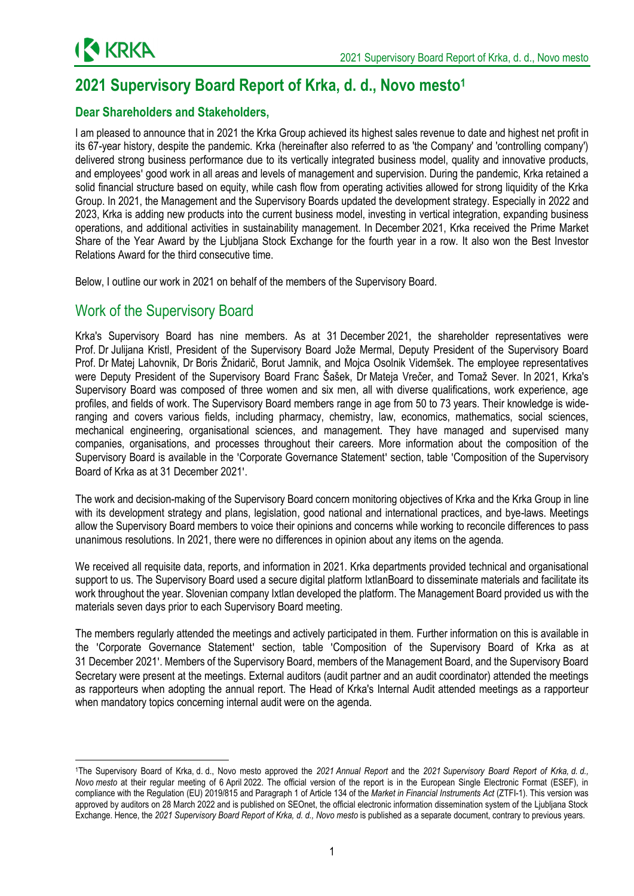# 2021 Supervisory Board Report of Krka, d. d., Novo mesto[1]

### Dear Shareholders and Stakeholders,

I am pleased to announce that in 2021 the Krka Group achieved its highest sales revenue to date and highest net profit in its 67-year history, despite the pandemic. Krka (hereinafter also referred to as 'the Company' and 'controlling company') delivered strong business performance due to its vertically integrated business model, quality and innovative products, and employees' good work in all areas and levels of management and supervision. During the pandemic, Krka retained a solid financial structure based on equity, while cash flow from operating activities allowed for strong liquidity of the Krka Group. In 2021, the Management and the Supervisory Boards updated the development strategy. Especially in 2022 and 2023, Krka is adding new products into the current business model, investing in vertical integration, expanding business operations, and additional activities in sustainability management. In December 2021, Krka received the Prime Market Share of the Year Award by the Ljubljana Stock Exchange for the fourth year in a row. It also won the Best Investor Relations Award for the third consecutive time.

Below, I outline our work in 2021 on behalf of the members of the Supervisory Board.

## Work of the Supervisory Board

Krka's Supervisory Board has nine members. As at 31 December 2021, the shareholder representatives were Prof. Dr Julijana Kristl, President of the Supervisory Board Jože Mermal, Deputy President of the Supervisory Board Prof. Dr Matej Lahovnik, Dr Boris Žnidarič, Borut Jamnik, and Mojca Osolnik Videmšek. The employee representatives were Deputy President of the Supervisory Board Franc Šašek, Dr Mateja Vrečer, and Tomaž Sever. In 2021, Krka's Supervisory Board was composed of three women and six men, all with diverse qualifications, work experience, age profiles, and fields of work. The Supervisory Board members range in age from 50 to 73 years. Their knowledge is wide-ranging and covers various fields, including pharmacy, chemistry, law, economics, mathematics, social sciences, mechanical engineering, organisational sciences, and management. They have managed and supervised many companies, organisations, and processes throughout their careers. More information about the composition of the Supervisory Board is available in the 'Corporate Governance Statement' section, table 'Composition of the Supervisory Board of Krka as at 31 December 2021'.

The work and decision-making of the Supervisory Board concern monitoring objectives of Krka and the Krka Group in line with its development strategy and plans, legislation, good national and international practices, and bye-laws. Meetings allow the Supervisory Board members to voice their opinions and concerns while working to reconcile differences to pass unanimous resolutions. In 2021, there were no differences in opinion about any items on the agenda.

We received all requisite data, reports, and information in 2021. Krka departments provided technical and organisational support to us. The Supervisory Board used a secure digital platform IxtlanBoard to disseminate materials and facilitate its work throughout the year. Slovenian company Ixtlan developed the platform. The Management Board provided us with the materials seven days prior to each Supervisory Board meeting.

The members regularly attended the meetings and actively participated in them. Further information on this is available in the 'Corporate Governance Statement' section, table 'Composition of the Supervisory Board of Krka as at 31 December 2021'. Members of the Supervisory Board, members of the Management Board, and the Supervisory Board Secretary were present at the meetings. External auditors (audit partner and an audit coordinator) attended the meetings as rapporteurs when adopting the annual report. The Head of Krka's Internal Audit attended meetings as a rapporteur when mandatory topics concerning internal audit were on the agenda.

---

[1] The Supervisory Board of Krka, d. d., Novo mesto approved the *2021 Annual Report* and the *2021 Supervisory Board Report of Krka, d. d., Novo mesto* at their regular meeting of 6 April 2022. The official version of the report is in the European Single Electronic Format (ESEF), in compliance with the Regulation (EU) 2019/815 and Paragraph 1 of Article 134 of the *Market in Financial Instruments Act* (ZTFI-1). This version was approved by auditors on 28 March 2022 and is published on SEOnet, the official electronic information dissemination system of the Ljubljana Stock Exchange. Hence, the *2021 Supervisory Board Report of Krka, d. d., Novo mesto* is published as a separate document, contrary to previous years.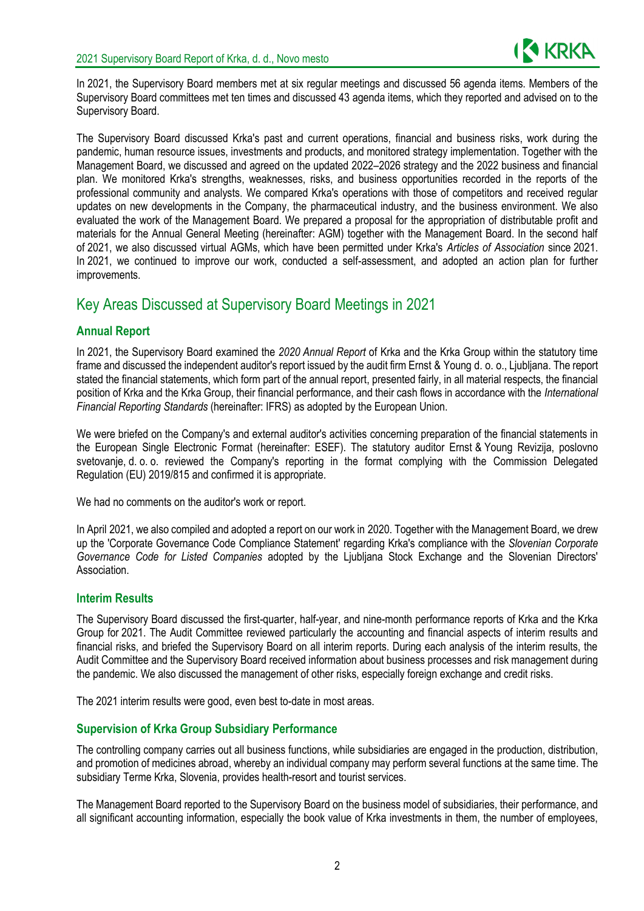In 2021, the Supervisory Board members met at six regular meetings and discussed 56 agenda items. Members of the Supervisory Board committees met ten times and discussed 43 agenda items, which they reported and advised on to the Supervisory Board.

The Supervisory Board discussed Krka's past and current operations, financial and business risks, work during the pandemic, human resource issues, investments and products, and monitored strategy implementation. Together with the Management Board, we discussed and agreed on the updated 2022–2026 strategy and the 2022 business and financial plan. We monitored Krka's strengths, weaknesses, risks, and business opportunities recorded in the reports of the professional community and analysts. We compared Krka's operations with those of competitors and received regular updates on new developments in the Company, the pharmaceutical industry, and the business environment. We also evaluated the work of the Management Board. We prepared a proposal for the appropriation of distributable profit and materials for the Annual General Meeting (hereinafter: AGM) together with the Management Board. In the second half of 2021, we also discussed virtual AGMs, which have been permitted under Krka's *Articles of Association* since 2021. In 2021, we continued to improve our work, conducted a self-assessment, and adopted an action plan for further improvements.

## Key Areas Discussed at Supervisory Board Meetings in 2021

### Annual Report

In 2021, the Supervisory Board examined the *2020 Annual Report* of Krka and the Krka Group within the statutory time frame and discussed the independent auditor's report issued by the audit firm Ernst & Young d. o. o., Ljubljana. The report stated the financial statements, which form part of the annual report, presented fairly, in all material respects, the financial position of Krka and the Krka Group, their financial performance, and their cash flows in accordance with the *International Financial Reporting Standards* (hereinafter: IFRS) as adopted by the European Union.

We were briefed on the Company's and external auditor's activities concerning preparation of the financial statements in the European Single Electronic Format (hereinafter: ESEF). The statutory auditor Ernst & Young Revizija, poslovno svetovanje, d. o. o. reviewed the Company's reporting in the format complying with the Commission Delegated Regulation (EU) 2019/815 and confirmed it is appropriate.

We had no comments on the auditor's work or report.

In April 2021, we also compiled and adopted a report on our work in 2020. Together with the Management Board, we drew up the 'Corporate Governance Code Compliance Statement' regarding Krka's compliance with the *Slovenian Corporate Governance Code for Listed Companies* adopted by the Ljubljana Stock Exchange and the Slovenian Directors' Association.

### Interim Results

The Supervisory Board discussed the first-quarter, half-year, and nine-month performance reports of Krka and the Krka Group for 2021. The Audit Committee reviewed particularly the accounting and financial aspects of interim results and financial risks, and briefed the Supervisory Board on all interim reports. During each analysis of the interim results, the Audit Committee and the Supervisory Board received information about business processes and risk management during the pandemic. We also discussed the management of other risks, especially foreign exchange and credit risks.

The 2021 interim results were good, even best to-date in most areas.

### Supervision of Krka Group Subsidiary Performance

The controlling company carries out all business functions, while subsidiaries are engaged in the production, distribution, and promotion of medicines abroad, whereby an individual company may perform several functions at the same time. The subsidiary Terme Krka, Slovenia, provides health-resort and tourist services.

The Management Board reported to the Supervisory Board on the business model of subsidiaries, their performance, and all significant accounting information, especially the book value of Krka investments in them, the number of employees,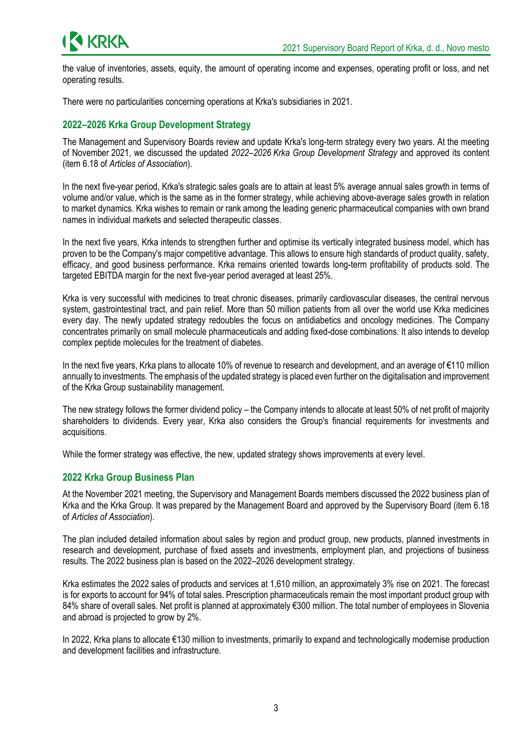the value of inventories, assets, equity, the amount of operating income and expenses, operating profit or loss, and net operating results.

There were no particularities concerning operations at Krka's subsidiaries in 2021.

## 2022–2026 Krka Group Development Strategy

The Management and Supervisory Boards review and update Krka's long-term strategy every two years. At the meeting of November 2021, we discussed the updated *2022–2026 Krka Group Development Strategy* and approved its content (item 6.18 of *Articles of Association*).

In the next five-year period, Krka's strategic sales goals are to attain at least 5% average annual sales growth in terms of volume and/or value, which is the same as in the former strategy, while achieving above-average sales growth in relation to market dynamics. Krka wishes to remain or rank among the leading generic pharmaceutical companies with own brand names in individual markets and selected therapeutic classes.

In the next five years, Krka intends to strengthen further and optimise its vertically integrated business model, which has proven to be the Company's major competitive advantage. This allows to ensure high standards of product quality, safety, efficacy, and good business performance. Krka remains oriented towards long-term profitability of products sold. The targeted EBITDA margin for the next five-year period averaged at least 25%.

Krka is very successful with medicines to treat chronic diseases, primarily cardiovascular diseases, the central nervous system, gastrointestinal tract, and pain relief. More than 50 million patients from all over the world use Krka medicines every day. The newly updated strategy redoubles the focus on antidiabetics and oncology medicines. The Company concentrates primarily on small molecule pharmaceuticals and adding fixed-dose combinations. It also intends to develop complex peptide molecules for the treatment of diabetes.

In the next five years, Krka plans to allocate 10% of revenue to research and development, and an average of €110 million annually to investments. The emphasis of the updated strategy is placed even further on the digitalisation and improvement of the Krka Group sustainability management.

The new strategy follows the former dividend policy – the Company intends to allocate at least 50% of net profit of majority shareholders to dividends. Every year, Krka also considers the Group's financial requirements for investments and acquisitions.

While the former strategy was effective, the new, updated strategy shows improvements at every level.

## 2022 Krka Group Business Plan

At the November 2021 meeting, the Supervisory and Management Boards members discussed the 2022 business plan of Krka and the Krka Group. It was prepared by the Management Board and approved by the Supervisory Board (item 6.18 of *Articles of Association*).

The plan included detailed information about sales by region and product group, new products, planned investments in research and development, purchase of fixed assets and investments, employment plan, and projections of business results. The 2022 business plan is based on the 2022–2026 development strategy.

Krka estimates the 2022 sales of products and services at 1,610 million, an approximately 3% rise on 2021. The forecast is for exports to account for 94% of total sales. Prescription pharmaceuticals remain the most important product group with 84% share of overall sales. Net profit is planned at approximately €300 million. The total number of employees in Slovenia and abroad is projected to grow by 2%.

In 2022, Krka plans to allocate €130 million to investments, primarily to expand and technologically modernise production and development facilities and infrastructure.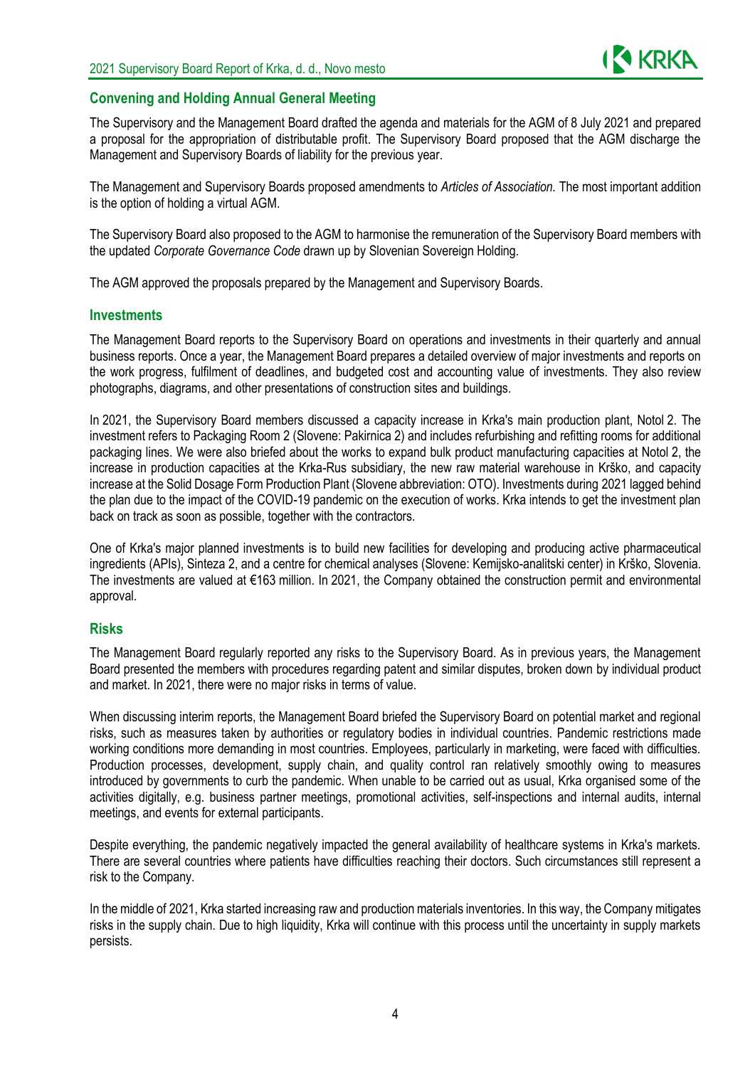## Convening and Holding Annual General Meeting

The Supervisory and the Management Board drafted the agenda and materials for the AGM of 8 July 2021 and prepared a proposal for the appropriation of distributable profit. The Supervisory Board proposed that the AGM discharge the Management and Supervisory Boards of liability for the previous year.

The Management and Supervisory Boards proposed amendments to *Articles of Association.* The most important addition is the option of holding a virtual AGM.

The Supervisory Board also proposed to the AGM to harmonise the remuneration of the Supervisory Board members with the updated *Corporate Governance Code* drawn up by Slovenian Sovereign Holding.

The AGM approved the proposals prepared by the Management and Supervisory Boards.

## Investments

The Management Board reports to the Supervisory Board on operations and investments in their quarterly and annual business reports. Once a year, the Management Board prepares a detailed overview of major investments and reports on the work progress, fulfilment of deadlines, and budgeted cost and accounting value of investments. They also review photographs, diagrams, and other presentations of construction sites and buildings.

In 2021, the Supervisory Board members discussed a capacity increase in Krka's main production plant, Notol 2. The investment refers to Packaging Room 2 (Slovene: Pakirnica 2) and includes refurbishing and refitting rooms for additional packaging lines. We were also briefed about the works to expand bulk product manufacturing capacities at Notol 2, the increase in production capacities at the Krka-Rus subsidiary, the new raw material warehouse in Krško, and capacity increase at the Solid Dosage Form Production Plant (Slovene abbreviation: OTO). Investments during 2021 lagged behind the plan due to the impact of the COVID-19 pandemic on the execution of works. Krka intends to get the investment plan back on track as soon as possible, together with the contractors.

One of Krka's major planned investments is to build new facilities for developing and producing active pharmaceutical ingredients (APIs), Sinteza 2, and a centre for chemical analyses (Slovene: Kemijsko-analitski center) in Krško, Slovenia. The investments are valued at €163 million. In 2021, the Company obtained the construction permit and environmental approval.

## Risks

The Management Board regularly reported any risks to the Supervisory Board. As in previous years, the Management Board presented the members with procedures regarding patent and similar disputes, broken down by individual product and market. In 2021, there were no major risks in terms of value.

When discussing interim reports, the Management Board briefed the Supervisory Board on potential market and regional risks, such as measures taken by authorities or regulatory bodies in individual countries. Pandemic restrictions made working conditions more demanding in most countries. Employees, particularly in marketing, were faced with difficulties. Production processes, development, supply chain, and quality control ran relatively smoothly owing to measures introduced by governments to curb the pandemic. When unable to be carried out as usual, Krka organised some of the activities digitally, e.g. business partner meetings, promotional activities, self-inspections and internal audits, internal meetings, and events for external participants.

Despite everything, the pandemic negatively impacted the general availability of healthcare systems in Krka's markets. There are several countries where patients have difficulties reaching their doctors. Such circumstances still represent a risk to the Company.

In the middle of 2021, Krka started increasing raw and production materials inventories. In this way, the Company mitigates risks in the supply chain. Due to high liquidity, Krka will continue with this process until the uncertainty in supply markets persists.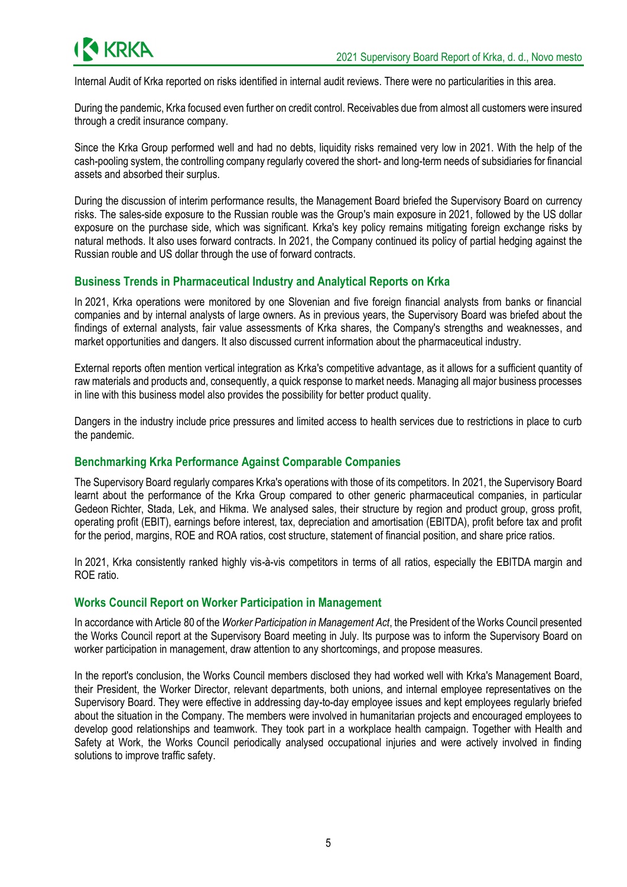Internal Audit of Krka reported on risks identified in internal audit reviews. There were no particularities in this area.

During the pandemic, Krka focused even further on credit control. Receivables due from almost all customers were insured through a credit insurance company.

Since the Krka Group performed well and had no debts, liquidity risks remained very low in 2021. With the help of the cash-pooling system, the controlling company regularly covered the short- and long-term needs of subsidiaries for financial assets and absorbed their surplus.

During the discussion of interim performance results, the Management Board briefed the Supervisory Board on currency risks. The sales-side exposure to the Russian rouble was the Group's main exposure in 2021, followed by the US dollar exposure on the purchase side, which was significant. Krka's key policy remains mitigating foreign exchange risks by natural methods. It also uses forward contracts. In 2021, the Company continued its policy of partial hedging against the Russian rouble and US dollar through the use of forward contracts.

## Business Trends in Pharmaceutical Industry and Analytical Reports on Krka

In 2021, Krka operations were monitored by one Slovenian and five foreign financial analysts from banks or financial companies and by internal analysts of large owners. As in previous years, the Supervisory Board was briefed about the findings of external analysts, fair value assessments of Krka shares, the Company's strengths and weaknesses, and market opportunities and dangers. It also discussed current information about the pharmaceutical industry.

External reports often mention vertical integration as Krka's competitive advantage, as it allows for a sufficient quantity of raw materials and products and, consequently, a quick response to market needs. Managing all major business processes in line with this business model also provides the possibility for better product quality.

Dangers in the industry include price pressures and limited access to health services due to restrictions in place to curb the pandemic.

## Benchmarking Krka Performance Against Comparable Companies

The Supervisory Board regularly compares Krka's operations with those of its competitors. In 2021, the Supervisory Board learnt about the performance of the Krka Group compared to other generic pharmaceutical companies, in particular Gedeon Richter, Stada, Lek, and Hikma. We analysed sales, their structure by region and product group, gross profit, operating profit (EBIT), earnings before interest, tax, depreciation and amortisation (EBITDA), profit before tax and profit for the period, margins, ROE and ROA ratios, cost structure, statement of financial position, and share price ratios.

In 2021, Krka consistently ranked highly vis-à-vis competitors in terms of all ratios, especially the EBITDA margin and ROE ratio.

## Works Council Report on Worker Participation in Management

In accordance with Article 80 of the *Worker Participation in Management Act*, the President of the Works Council presented the Works Council report at the Supervisory Board meeting in July. Its purpose was to inform the Supervisory Board on worker participation in management, draw attention to any shortcomings, and propose measures.

In the report's conclusion, the Works Council members disclosed they had worked well with Krka's Management Board, their President, the Worker Director, relevant departments, both unions, and internal employee representatives on the Supervisory Board. They were effective in addressing day-to-day employee issues and kept employees regularly briefed about the situation in the Company. The members were involved in humanitarian projects and encouraged employees to develop good relationships and teamwork. They took part in a workplace health campaign. Together with Health and Safety at Work, the Works Council periodically analysed occupational injuries and were actively involved in finding solutions to improve traffic safety.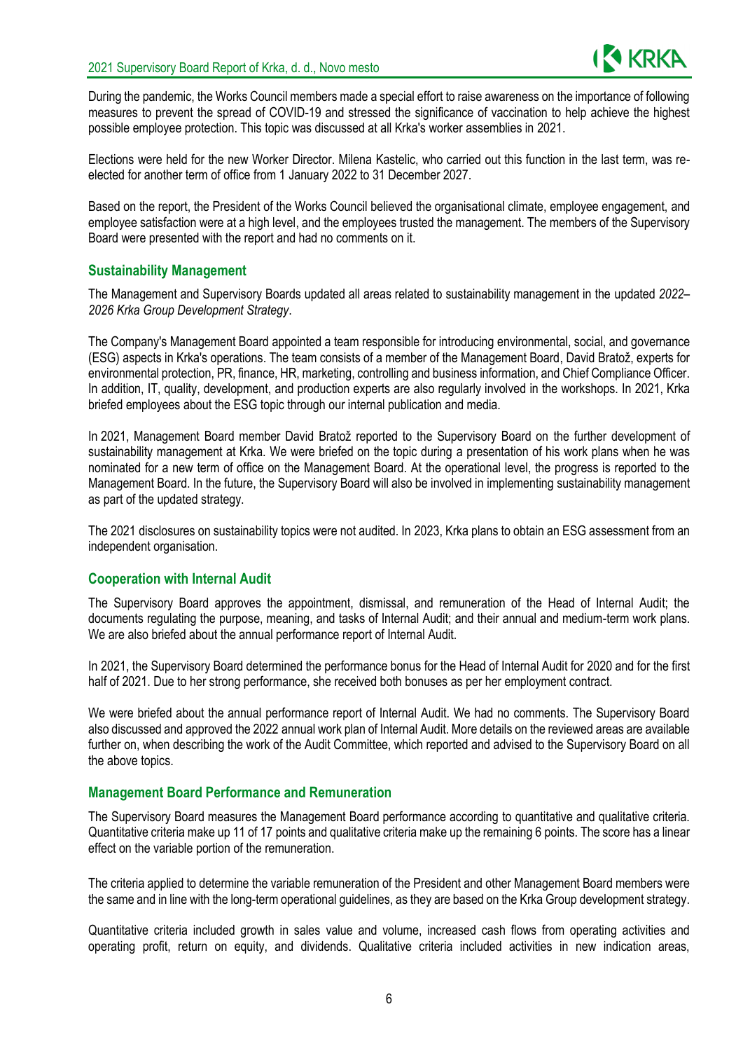During the pandemic, the Works Council members made a special effort to raise awareness on the importance of following measures to prevent the spread of COVID-19 and stressed the significance of vaccination to help achieve the highest possible employee protection. This topic was discussed at all Krka's worker assemblies in 2021.

Elections were held for the new Worker Director. Milena Kastelic, who carried out this function in the last term, was re-elected for another term of office from 1 January 2022 to 31 December 2027.

Based on the report, the President of the Works Council believed the organisational climate, employee engagement, and employee satisfaction were at a high level, and the employees trusted the management. The members of the Supervisory Board were presented with the report and had no comments on it.

## Sustainability Management

The Management and Supervisory Boards updated all areas related to sustainability management in the updated *2022–2026 Krka Group Development Strategy*.

The Company's Management Board appointed a team responsible for introducing environmental, social, and governance (ESG) aspects in Krka's operations. The team consists of a member of the Management Board, David Bratož, experts for environmental protection, PR, finance, HR, marketing, controlling and business information, and Chief Compliance Officer. In addition, IT, quality, development, and production experts are also regularly involved in the workshops. In 2021, Krka briefed employees about the ESG topic through our internal publication and media.

In 2021, Management Board member David Bratož reported to the Supervisory Board on the further development of sustainability management at Krka. We were briefed on the topic during a presentation of his work plans when he was nominated for a new term of office on the Management Board. At the operational level, the progress is reported to the Management Board. In the future, the Supervisory Board will also be involved in implementing sustainability management as part of the updated strategy.

The 2021 disclosures on sustainability topics were not audited. In 2023, Krka plans to obtain an ESG assessment from an independent organisation.

## Cooperation with Internal Audit

The Supervisory Board approves the appointment, dismissal, and remuneration of the Head of Internal Audit; the documents regulating the purpose, meaning, and tasks of Internal Audit; and their annual and medium-term work plans. We are also briefed about the annual performance report of Internal Audit.

In 2021, the Supervisory Board determined the performance bonus for the Head of Internal Audit for 2020 and for the first half of 2021. Due to her strong performance, she received both bonuses as per her employment contract.

We were briefed about the annual performance report of Internal Audit. We had no comments. The Supervisory Board also discussed and approved the 2022 annual work plan of Internal Audit. More details on the reviewed areas are available further on, when describing the work of the Audit Committee, which reported and advised to the Supervisory Board on all the above topics.

## Management Board Performance and Remuneration

The Supervisory Board measures the Management Board performance according to quantitative and qualitative criteria. Quantitative criteria make up 11 of 17 points and qualitative criteria make up the remaining 6 points. The score has a linear effect on the variable portion of the remuneration.

The criteria applied to determine the variable remuneration of the President and other Management Board members were the same and in line with the long-term operational guidelines, as they are based on the Krka Group development strategy.

Quantitative criteria included growth in sales value and volume, increased cash flows from operating activities and operating profit, return on equity, and dividends. Qualitative criteria included activities in new indication areas,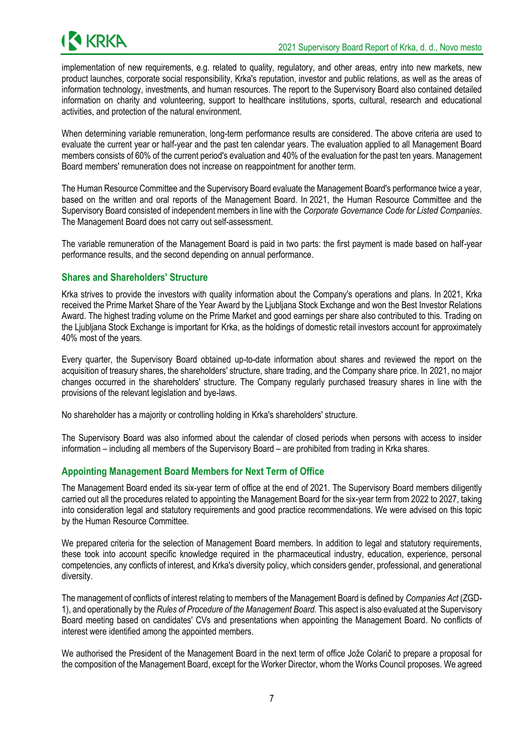implementation of new requirements, e.g. related to quality, regulatory, and other areas, entry into new markets, new product launches, corporate social responsibility, Krka's reputation, investor and public relations, as well as the areas of information technology, investments, and human resources. The report to the Supervisory Board also contained detailed information on charity and volunteering, support to healthcare institutions, sports, cultural, research and educational activities, and protection of the natural environment.

When determining variable remuneration, long-term performance results are considered. The above criteria are used to evaluate the current year or half-year and the past ten calendar years. The evaluation applied to all Management Board members consists of 60% of the current period's evaluation and 40% of the evaluation for the past ten years. Management Board members' remuneration does not increase on reappointment for another term.

The Human Resource Committee and the Supervisory Board evaluate the Management Board's performance twice a year, based on the written and oral reports of the Management Board. In 2021, the Human Resource Committee and the Supervisory Board consisted of independent members in line with the *Corporate Governance Code for Listed Companies*. The Management Board does not carry out self-assessment.

The variable remuneration of the Management Board is paid in two parts: the first payment is made based on half-year performance results, and the second depending on annual performance.

## Shares and Shareholders' Structure

Krka strives to provide the investors with quality information about the Company's operations and plans. In 2021, Krka received the Prime Market Share of the Year Award by the Ljubljana Stock Exchange and won the Best Investor Relations Award. The highest trading volume on the Prime Market and good earnings per share also contributed to this. Trading on the Ljubljana Stock Exchange is important for Krka, as the holdings of domestic retail investors account for approximately 40% most of the years.

Every quarter, the Supervisory Board obtained up-to-date information about shares and reviewed the report on the acquisition of treasury shares, the shareholders' structure, share trading, and the Company share price. In 2021, no major changes occurred in the shareholders' structure. The Company regularly purchased treasury shares in line with the provisions of the relevant legislation and bye-laws.

No shareholder has a majority or controlling holding in Krka's shareholders' structure.

The Supervisory Board was also informed about the calendar of closed periods when persons with access to insider information – including all members of the Supervisory Board – are prohibited from trading in Krka shares.

## Appointing Management Board Members for Next Term of Office

The Management Board ended its six-year term of office at the end of 2021. The Supervisory Board members diligently carried out all the procedures related to appointing the Management Board for the six-year term from 2022 to 2027, taking into consideration legal and statutory requirements and good practice recommendations. We were advised on this topic by the Human Resource Committee.

We prepared criteria for the selection of Management Board members. In addition to legal and statutory requirements, these took into account specific knowledge required in the pharmaceutical industry, education, experience, personal competencies, any conflicts of interest, and Krka's diversity policy, which considers gender, professional, and generational diversity.

The management of conflicts of interest relating to members of the Management Board is defined by *Companies Act* (ZGD-1), and operationally by the *Rules of Procedure of the Management Board.* This aspect is also evaluated at the Supervisory Board meeting based on candidates' CVs and presentations when appointing the Management Board. No conflicts of interest were identified among the appointed members.

We authorised the President of the Management Board in the next term of office Jože Colarič to prepare a proposal for the composition of the Management Board, except for the Worker Director, whom the Works Council proposes. We agreed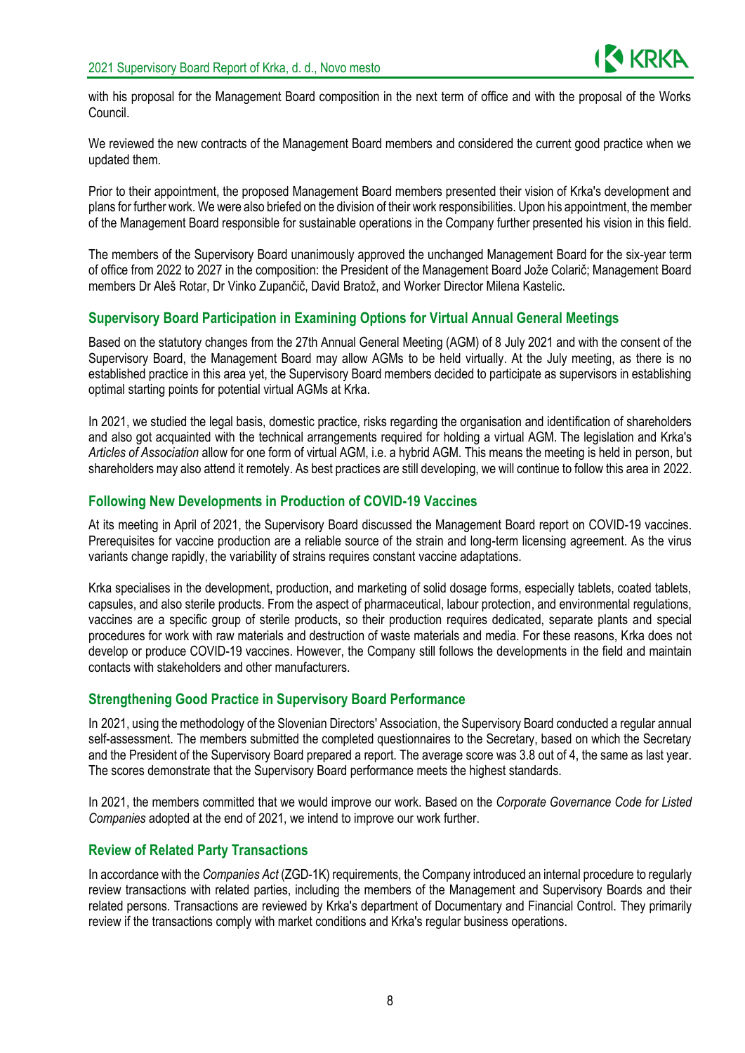with his proposal for the Management Board composition in the next term of office and with the proposal of the Works Council.

We reviewed the new contracts of the Management Board members and considered the current good practice when we updated them.

Prior to their appointment, the proposed Management Board members presented their vision of Krka's development and plans for further work. We were also briefed on the division of their work responsibilities. Upon his appointment, the member of the Management Board responsible for sustainable operations in the Company further presented his vision in this field.

The members of the Supervisory Board unanimously approved the unchanged Management Board for the six-year term of office from 2022 to 2027 in the composition: the President of the Management Board Jože Colarič; Management Board members Dr Aleš Rotar, Dr Vinko Zupančič, David Bratož, and Worker Director Milena Kastelic.

## Supervisory Board Participation in Examining Options for Virtual Annual General Meetings

Based on the statutory changes from the 27th Annual General Meeting (AGM) of 8 July 2021 and with the consent of the Supervisory Board, the Management Board may allow AGMs to be held virtually. At the July meeting, as there is no established practice in this area yet, the Supervisory Board members decided to participate as supervisors in establishing optimal starting points for potential virtual AGMs at Krka.

In 2021, we studied the legal basis, domestic practice, risks regarding the organisation and identification of shareholders and also got acquainted with the technical arrangements required for holding a virtual AGM. The legislation and Krka's *Articles of Association* allow for one form of virtual AGM, i.e. a hybrid AGM. This means the meeting is held in person, but shareholders may also attend it remotely. As best practices are still developing, we will continue to follow this area in 2022.

## Following New Developments in Production of COVID-19 Vaccines

At its meeting in April of 2021, the Supervisory Board discussed the Management Board report on COVID-19 vaccines. Prerequisites for vaccine production are a reliable source of the strain and long-term licensing agreement. As the virus variants change rapidly, the variability of strains requires constant vaccine adaptations.

Krka specialises in the development, production, and marketing of solid dosage forms, especially tablets, coated tablets, capsules, and also sterile products. From the aspect of pharmaceutical, labour protection, and environmental regulations, vaccines are a specific group of sterile products, so their production requires dedicated, separate plants and special procedures for work with raw materials and destruction of waste materials and media. For these reasons, Krka does not develop or produce COVID-19 vaccines. However, the Company still follows the developments in the field and maintain contacts with stakeholders and other manufacturers.

## Strengthening Good Practice in Supervisory Board Performance

In 2021, using the methodology of the Slovenian Directors' Association, the Supervisory Board conducted a regular annual self-assessment. The members submitted the completed questionnaires to the Secretary, based on which the Secretary and the President of the Supervisory Board prepared a report. The average score was 3.8 out of 4, the same as last year. The scores demonstrate that the Supervisory Board performance meets the highest standards.

In 2021, the members committed that we would improve our work. Based on the *Corporate Governance Code for Listed Companies* adopted at the end of 2021, we intend to improve our work further.

## Review of Related Party Transactions

In accordance with the *Companies Act* (ZGD-1K) requirements, the Company introduced an internal procedure to regularly review transactions with related parties, including the members of the Management and Supervisory Boards and their related persons. Transactions are reviewed by Krka's department of Documentary and Financial Control. They primarily review if the transactions comply with market conditions and Krka's regular business operations.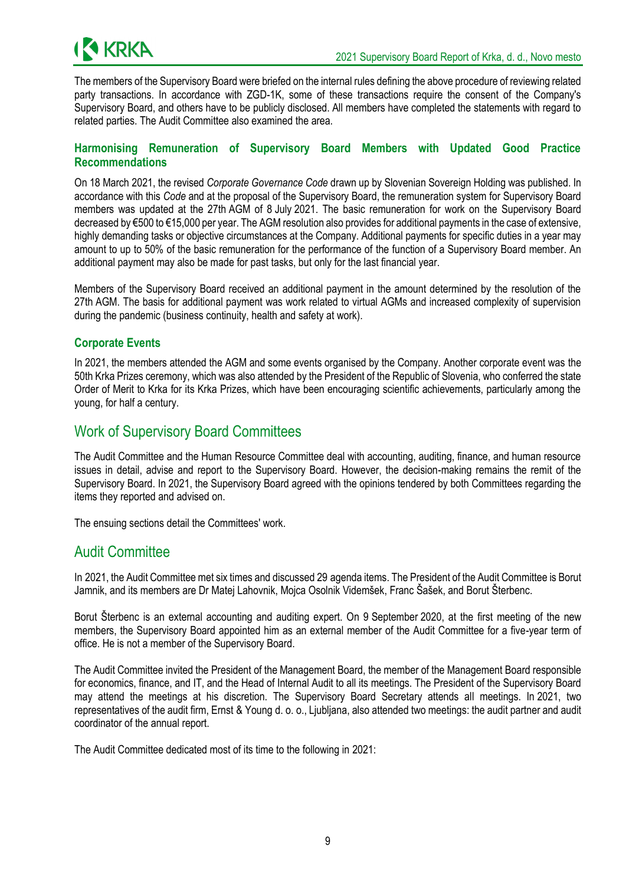The members of the Supervisory Board were briefed on the internal rules defining the above procedure of reviewing related party transactions. In accordance with ZGD-1K, some of these transactions require the consent of the Company's Supervisory Board, and others have to be publicly disclosed. All members have completed the statements with regard to related parties. The Audit Committee also examined the area.

### Harmonising Remuneration of Supervisory Board Members with Updated Good Practice Recommendations

On 18 March 2021, the revised *Corporate Governance Code* drawn up by Slovenian Sovereign Holding was published. In accordance with this *Code* and at the proposal of the Supervisory Board, the remuneration system for Supervisory Board members was updated at the 27th AGM of 8 July 2021. The basic remuneration for work on the Supervisory Board decreased by €500 to €15,000 per year. The AGM resolution also provides for additional payments in the case of extensive, highly demanding tasks or objective circumstances at the Company. Additional payments for specific duties in a year may amount to up to 50% of the basic remuneration for the performance of the function of a Supervisory Board member. An additional payment may also be made for past tasks, but only for the last financial year.

Members of the Supervisory Board received an additional payment in the amount determined by the resolution of the 27th AGM. The basis for additional payment was work related to virtual AGMs and increased complexity of supervision during the pandemic (business continuity, health and safety at work).

### Corporate Events

In 2021, the members attended the AGM and some events organised by the Company. Another corporate event was the 50th Krka Prizes ceremony, which was also attended by the President of the Republic of Slovenia, who conferred the state Order of Merit to Krka for its Krka Prizes, which have been encouraging scientific achievements, particularly among the young, for half a century.

## Work of Supervisory Board Committees

The Audit Committee and the Human Resource Committee deal with accounting, auditing, finance, and human resource issues in detail, advise and report to the Supervisory Board. However, the decision-making remains the remit of the Supervisory Board. In 2021, the Supervisory Board agreed with the opinions tendered by both Committees regarding the items they reported and advised on.

The ensuing sections detail the Committees' work.

## Audit Committee

In 2021, the Audit Committee met six times and discussed 29 agenda items. The President of the Audit Committee is Borut Jamnik, and its members are Dr Matej Lahovnik, Mojca Osolnik Videmšek, Franc Šašek, and Borut Šterbenc.

Borut Šterbenc is an external accounting and auditing expert. On 9 September 2020, at the first meeting of the new members, the Supervisory Board appointed him as an external member of the Audit Committee for a five-year term of office. He is not a member of the Supervisory Board.

The Audit Committee invited the President of the Management Board, the member of the Management Board responsible for economics, finance, and IT, and the Head of Internal Audit to all its meetings. The President of the Supervisory Board may attend the meetings at his discretion. The Supervisory Board Secretary attends all meetings. In 2021, two representatives of the audit firm, Ernst & Young d. o. o., Ljubljana, also attended two meetings: the audit partner and audit coordinator of the annual report.

The Audit Committee dedicated most of its time to the following in 2021: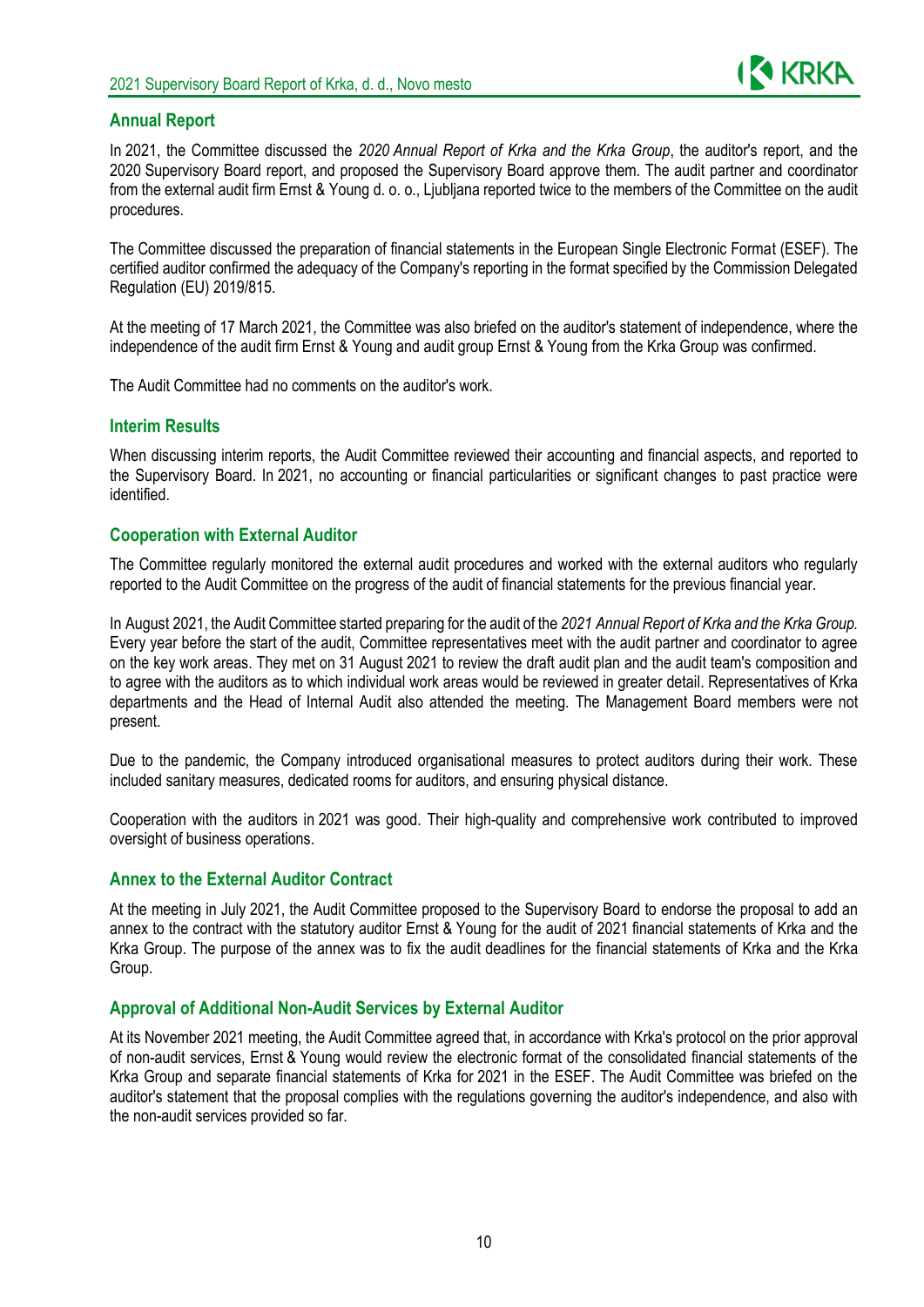## Annual Report

In 2021, the Committee discussed the *2020 Annual Report of Krka and the Krka Group*, the auditor's report, and the 2020 Supervisory Board report, and proposed the Supervisory Board approve them. The audit partner and coordinator from the external audit firm Ernst & Young d. o. o., Ljubljana reported twice to the members of the Committee on the audit procedures.

The Committee discussed the preparation of financial statements in the European Single Electronic Format (ESEF). The certified auditor confirmed the adequacy of the Company's reporting in the format specified by the Commission Delegated Regulation (EU) 2019/815.

At the meeting of 17 March 2021, the Committee was also briefed on the auditor's statement of independence, where the independence of the audit firm Ernst & Young and audit group Ernst & Young from the Krka Group was confirmed.

The Audit Committee had no comments on the auditor's work.

## Interim Results

When discussing interim reports, the Audit Committee reviewed their accounting and financial aspects, and reported to the Supervisory Board. In 2021, no accounting or financial particularities or significant changes to past practice were identified.

## Cooperation with External Auditor

The Committee regularly monitored the external audit procedures and worked with the external auditors who regularly reported to the Audit Committee on the progress of the audit of financial statements for the previous financial year.

In August 2021, the Audit Committee started preparing for the audit of the *2021 Annual Report of Krka and the Krka Group.* Every year before the start of the audit, Committee representatives meet with the audit partner and coordinator to agree on the key work areas. They met on 31 August 2021 to review the draft audit plan and the audit team's composition and to agree with the auditors as to which individual work areas would be reviewed in greater detail. Representatives of Krka departments and the Head of Internal Audit also attended the meeting. The Management Board members were not present.

Due to the pandemic, the Company introduced organisational measures to protect auditors during their work. These included sanitary measures, dedicated rooms for auditors, and ensuring physical distance.

Cooperation with the auditors in 2021 was good. Their high-quality and comprehensive work contributed to improved oversight of business operations.

## Annex to the External Auditor Contract

At the meeting in July 2021, the Audit Committee proposed to the Supervisory Board to endorse the proposal to add an annex to the contract with the statutory auditor Ernst & Young for the audit of 2021 financial statements of Krka and the Krka Group. The purpose of the annex was to fix the audit deadlines for the financial statements of Krka and the Krka Group.

## Approval of Additional Non-Audit Services by External Auditor

At its November 2021 meeting, the Audit Committee agreed that, in accordance with Krka's protocol on the prior approval of non-audit services, Ernst & Young would review the electronic format of the consolidated financial statements of the Krka Group and separate financial statements of Krka for 2021 in the ESEF. The Audit Committee was briefed on the auditor's statement that the proposal complies with the regulations governing the auditor's independence, and also with the non-audit services provided so far.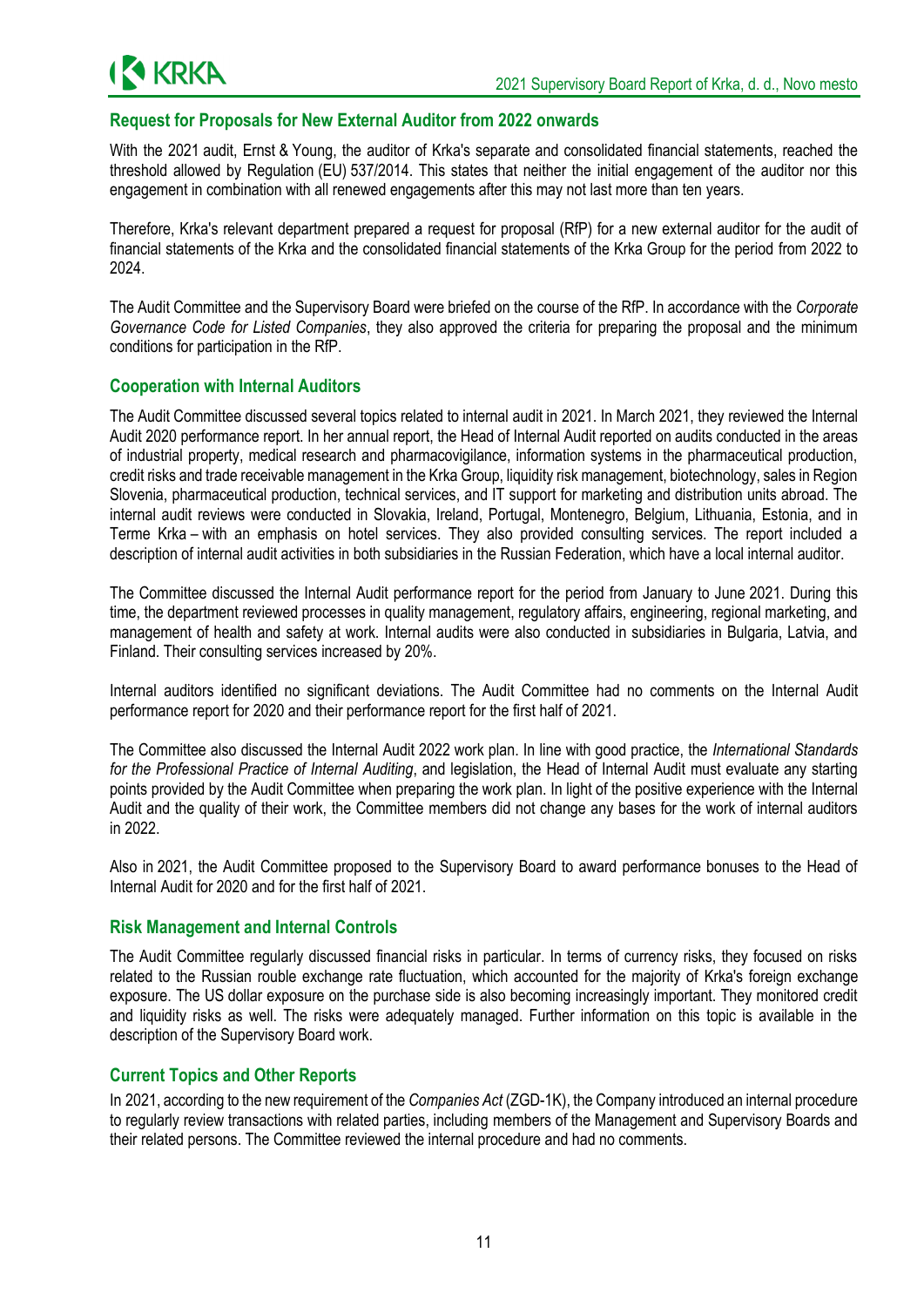## Request for Proposals for New External Auditor from 2022 onwards

With the 2021 audit, Ernst & Young, the auditor of Krka's separate and consolidated financial statements, reached the threshold allowed by Regulation (EU) 537/2014. This states that neither the initial engagement of the auditor nor this engagement in combination with all renewed engagements after this may not last more than ten years.

Therefore, Krka's relevant department prepared a request for proposal (RfP) for a new external auditor for the audit of financial statements of the Krka and the consolidated financial statements of the Krka Group for the period from 2022 to 2024.

The Audit Committee and the Supervisory Board were briefed on the course of the RfP. In accordance with the *Corporate Governance Code for Listed Companies*, they also approved the criteria for preparing the proposal and the minimum conditions for participation in the RfP.

## Cooperation with Internal Auditors

The Audit Committee discussed several topics related to internal audit in 2021. In March 2021, they reviewed the Internal Audit 2020 performance report. In her annual report, the Head of Internal Audit reported on audits conducted in the areas of industrial property, medical research and pharmacovigilance, information systems in the pharmaceutical production, credit risks and trade receivable management in the Krka Group, liquidity risk management, biotechnology, sales in Region Slovenia, pharmaceutical production, technical services, and IT support for marketing and distribution units abroad. The internal audit reviews were conducted in Slovakia, Ireland, Portugal, Montenegro, Belgium, Lithuania, Estonia, and in Terme Krka – with an emphasis on hotel services. They also provided consulting services. The report included a description of internal audit activities in both subsidiaries in the Russian Federation, which have a local internal auditor.

The Committee discussed the Internal Audit performance report for the period from January to June 2021. During this time, the department reviewed processes in quality management, regulatory affairs, engineering, regional marketing, and management of health and safety at work. Internal audits were also conducted in subsidiaries in Bulgaria, Latvia, and Finland. Their consulting services increased by 20%.

Internal auditors identified no significant deviations. The Audit Committee had no comments on the Internal Audit performance report for 2020 and their performance report for the first half of 2021.

The Committee also discussed the Internal Audit 2022 work plan. In line with good practice, the *International Standards for the Professional Practice of Internal Auditing*, and legislation, the Head of Internal Audit must evaluate any starting points provided by the Audit Committee when preparing the work plan. In light of the positive experience with the Internal Audit and the quality of their work, the Committee members did not change any bases for the work of internal auditors in 2022.

Also in 2021, the Audit Committee proposed to the Supervisory Board to award performance bonuses to the Head of Internal Audit for 2020 and for the first half of 2021.

## Risk Management and Internal Controls

The Audit Committee regularly discussed financial risks in particular. In terms of currency risks, they focused on risks related to the Russian rouble exchange rate fluctuation, which accounted for the majority of Krka's foreign exchange exposure. The US dollar exposure on the purchase side is also becoming increasingly important. They monitored credit and liquidity risks as well. The risks were adequately managed. Further information on this topic is available in the description of the Supervisory Board work.

## Current Topics and Other Reports

In 2021, according to the new requirement of the *Companies Act* (ZGD-1K), the Company introduced an internal procedure to regularly review transactions with related parties, including members of the Management and Supervisory Boards and their related persons. The Committee reviewed the internal procedure and had no comments.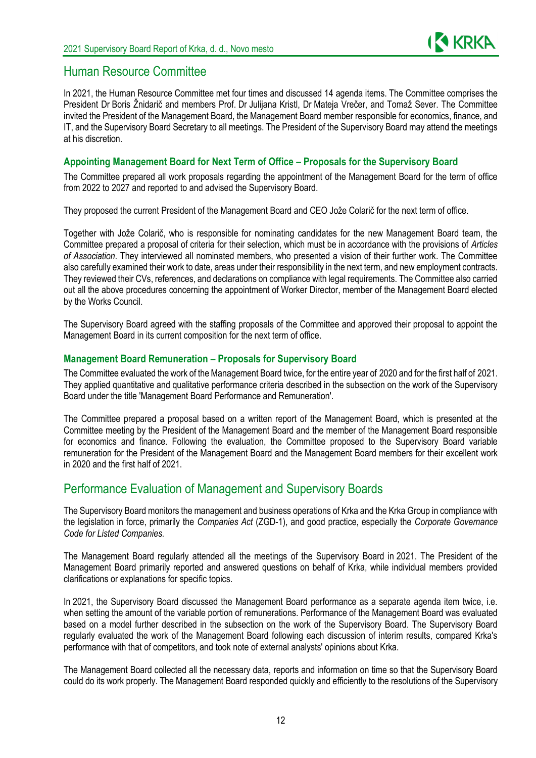## Human Resource Committee

In 2021, the Human Resource Committee met four times and discussed 14 agenda items. The Committee comprises the President Dr Boris Žnidarič and members Prof. Dr Julijana Kristl, Dr Mateja Vrečer, and Tomaž Sever. The Committee invited the President of the Management Board, the Management Board member responsible for economics, finance, and IT, and the Supervisory Board Secretary to all meetings. The President of the Supervisory Board may attend the meetings at his discretion.

### Appointing Management Board for Next Term of Office – Proposals for the Supervisory Board

The Committee prepared all work proposals regarding the appointment of the Management Board for the term of office from 2022 to 2027 and reported to and advised the Supervisory Board.

They proposed the current President of the Management Board and CEO Jože Colarič for the next term of office.

Together with Jože Colarič, who is responsible for nominating candidates for the new Management Board team, the Committee prepared a proposal of criteria for their selection, which must be in accordance with the provisions of *Articles of Association*. They interviewed all nominated members, who presented a vision of their further work. The Committee also carefully examined their work to date, areas under their responsibility in the next term, and new employment contracts. They reviewed their CVs, references, and declarations on compliance with legal requirements. The Committee also carried out all the above procedures concerning the appointment of Worker Director, member of the Management Board elected by the Works Council.

The Supervisory Board agreed with the staffing proposals of the Committee and approved their proposal to appoint the Management Board in its current composition for the next term of office.

### Management Board Remuneration – Proposals for Supervisory Board

The Committee evaluated the work of the Management Board twice, for the entire year of 2020 and for the first half of 2021. They applied quantitative and qualitative performance criteria described in the subsection on the work of the Supervisory Board under the title 'Management Board Performance and Remuneration'.

The Committee prepared a proposal based on a written report of the Management Board, which is presented at the Committee meeting by the President of the Management Board and the member of the Management Board responsible for economics and finance. Following the evaluation, the Committee proposed to the Supervisory Board variable remuneration for the President of the Management Board and the Management Board members for their excellent work in 2020 and the first half of 2021.

## Performance Evaluation of Management and Supervisory Boards

The Supervisory Board monitors the management and business operations of Krka and the Krka Group in compliance with the legislation in force, primarily the *Companies Act* (ZGD-1), and good practice, especially the *Corporate Governance Code for Listed Companies.*

The Management Board regularly attended all the meetings of the Supervisory Board in 2021. The President of the Management Board primarily reported and answered questions on behalf of Krka, while individual members provided clarifications or explanations for specific topics.

In 2021, the Supervisory Board discussed the Management Board performance as a separate agenda item twice, i.e. when setting the amount of the variable portion of remunerations. Performance of the Management Board was evaluated based on a model further described in the subsection on the work of the Supervisory Board. The Supervisory Board regularly evaluated the work of the Management Board following each discussion of interim results, compared Krka's performance with that of competitors, and took note of external analysts' opinions about Krka.

The Management Board collected all the necessary data, reports and information on time so that the Supervisory Board could do its work properly. The Management Board responded quickly and efficiently to the resolutions of the Supervisory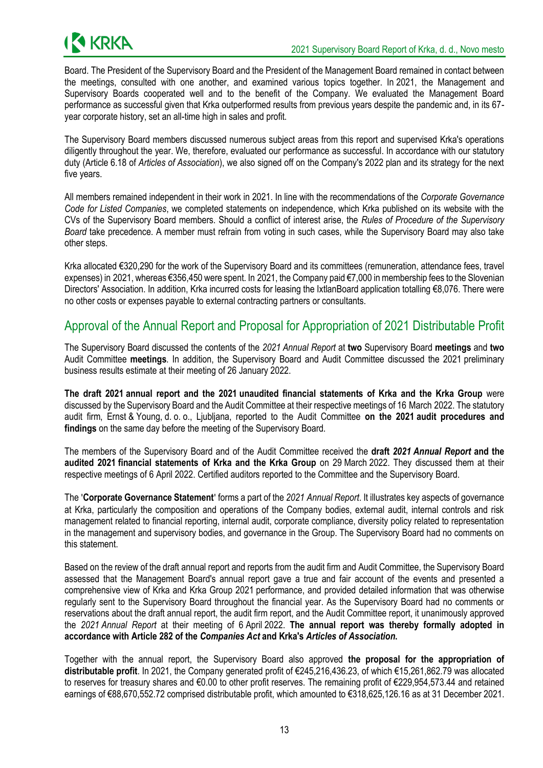Board. The President of the Supervisory Board and the President of the Management Board remained in contact between the meetings, consulted with one another, and examined various topics together. In 2021, the Management and Supervisory Boards cooperated well and to the benefit of the Company. We evaluated the Management Board performance as successful given that Krka outperformed results from previous years despite the pandemic and, in its 67-year corporate history, set an all-time high in sales and profit.

The Supervisory Board members discussed numerous subject areas from this report and supervised Krka's operations diligently throughout the year. We, therefore, evaluated our performance as successful. In accordance with our statutory duty (Article 6.18 of *Articles of Association*), we also signed off on the Company's 2022 plan and its strategy for the next five years.

All members remained independent in their work in 2021. In line with the recommendations of the *Corporate Governance Code for Listed Companies*, we completed statements on independence, which Krka published on its website with the CVs of the Supervisory Board members. Should a conflict of interest arise, the *Rules of Procedure of the Supervisory Board* take precedence. A member must refrain from voting in such cases, while the Supervisory Board may also take other steps.

Krka allocated €320,290 for the work of the Supervisory Board and its committees (remuneration, attendance fees, travel expenses) in 2021, whereas €356,450 were spent. In 2021, the Company paid €7,000 in membership fees to the Slovenian Directors' Association. In addition, Krka incurred costs for leasing the IxtlanBoard application totalling €8,076. There were no other costs or expenses payable to external contracting partners or consultants.

## Approval of the Annual Report and Proposal for Appropriation of 2021 Distributable Profit

The Supervisory Board discussed the contents of the *2021 Annual Report* at **two** Supervisory Board **meetings** and **two** Audit Committee **meetings**. In addition, the Supervisory Board and Audit Committee discussed the 2021 preliminary business results estimate at their meeting of 26 January 2022.

**The draft 2021 annual report and the 2021 unaudited financial statements of Krka and the Krka Group** were discussed by the Supervisory Board and the Audit Committee at their respective meetings of 16 March 2022. The statutory audit firm, Ernst & Young, d. o. o., Ljubljana, reported to the Audit Committee **on the 2021 audit procedures and findings** on the same day before the meeting of the Supervisory Board.

The members of the Supervisory Board and of the Audit Committee received the **draft *2021 Annual Report* and the audited 2021 financial statements of Krka and the Krka Group** on 29 March 2022. They discussed them at their respective meetings of 6 April 2022. Certified auditors reported to the Committee and the Supervisory Board.

The '**Corporate Governance Statement**' forms a part of the *2021 Annual Report*. It illustrates key aspects of governance at Krka, particularly the composition and operations of the Company bodies, external audit, internal controls and risk management related to financial reporting, internal audit, corporate compliance, diversity policy related to representation in the management and supervisory bodies, and governance in the Group. The Supervisory Board had no comments on this statement.

Based on the review of the draft annual report and reports from the audit firm and Audit Committee, the Supervisory Board assessed that the Management Board's annual report gave a true and fair account of the events and presented a comprehensive view of Krka and Krka Group 2021 performance, and provided detailed information that was otherwise regularly sent to the Supervisory Board throughout the financial year. As the Supervisory Board had no comments or reservations about the draft annual report, the audit firm report, and the Audit Committee report, it unanimously approved the *2021 Annual Report* at their meeting of 6 April 2022. **The annual report was thereby formally adopted in accordance with Article 282 of the *Companies Act* and Krka's *Articles of Association*.**

Together with the annual report, the Supervisory Board also approved **the proposal for the appropriation of distributable profit**. In 2021, the Company generated profit of €245,216,436.23, of which €15,261,862.79 was allocated to reserves for treasury shares and €0.00 to other profit reserves. The remaining profit of €229,954,573.44 and retained earnings of €88,670,552.72 comprised distributable profit, which amounted to €318,625,126.16 as at 31 December 2021.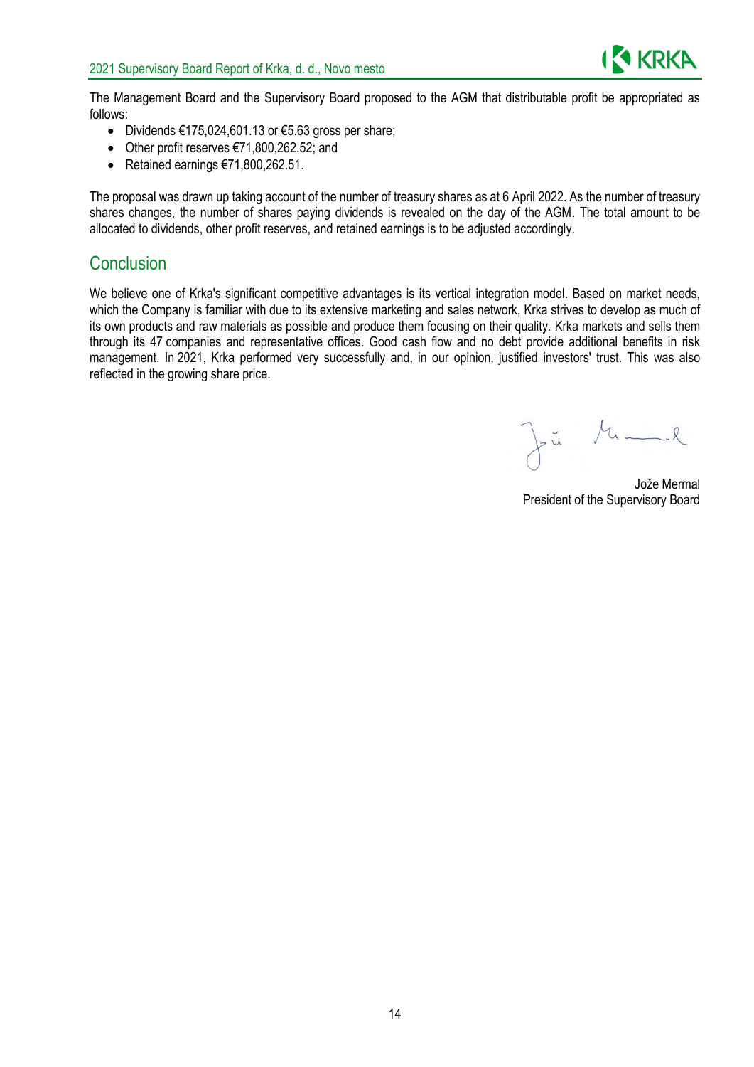The Management Board and the Supervisory Board proposed to the AGM that distributable profit be appropriated as follows:

- Dividends €175,024,601.13 or €5.63 gross per share;
- Other profit reserves €71,800,262.52; and
- Retained earnings €71,800,262.51.

The proposal was drawn up taking account of the number of treasury shares as at 6 April 2022. As the number of treasury shares changes, the number of shares paying dividends is revealed on the day of the AGM. The total amount to be allocated to dividends, other profit reserves, and retained earnings is to be adjusted accordingly.

## Conclusion

We believe one of Krka's significant competitive advantages is its vertical integration model. Based on market needs, which the Company is familiar with due to its extensive marketing and sales network, Krka strives to develop as much of its own products and raw materials as possible and produce them focusing on their quality. Krka markets and sells them through its 47 companies and representative offices. Good cash flow and no debt provide additional benefits in risk management. In 2021, Krka performed very successfully and, in our opinion, justified investors' trust. This was also reflected in the growing share price.

Jože Mermal
President of the Supervisory Board